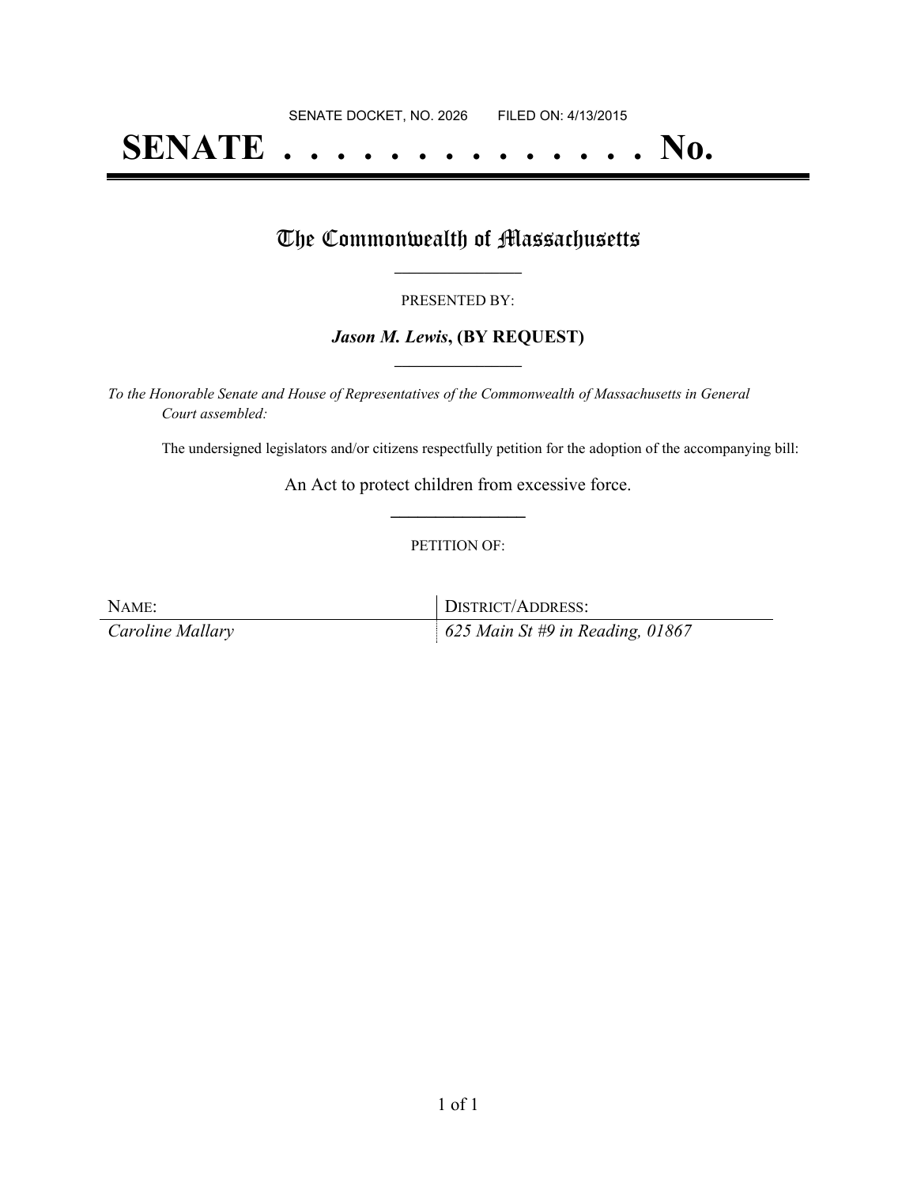SENATE DOCKET, NO. 2026        FILED ON: 4/13/2015

# SENATE . . . . . . . . . . . . . . No.

## The Commonwealth of Massachusetts

PRESENTED BY:

***Jason M. Lewis*, (BY REQUEST)**

*To the Honorable Senate and House of Representatives of the Commonwealth of Massachusetts in General Court assembled:*

The undersigned legislators and/or citizens respectfully petition for the adoption of the accompanying bill:

An Act to protect children from excessive force.

PETITION OF:

| NAME: | DISTRICT/ADDRESS: |
| --- | --- |
| *Caroline Mallary* | *625 Main St #9 in Reading, 01867* |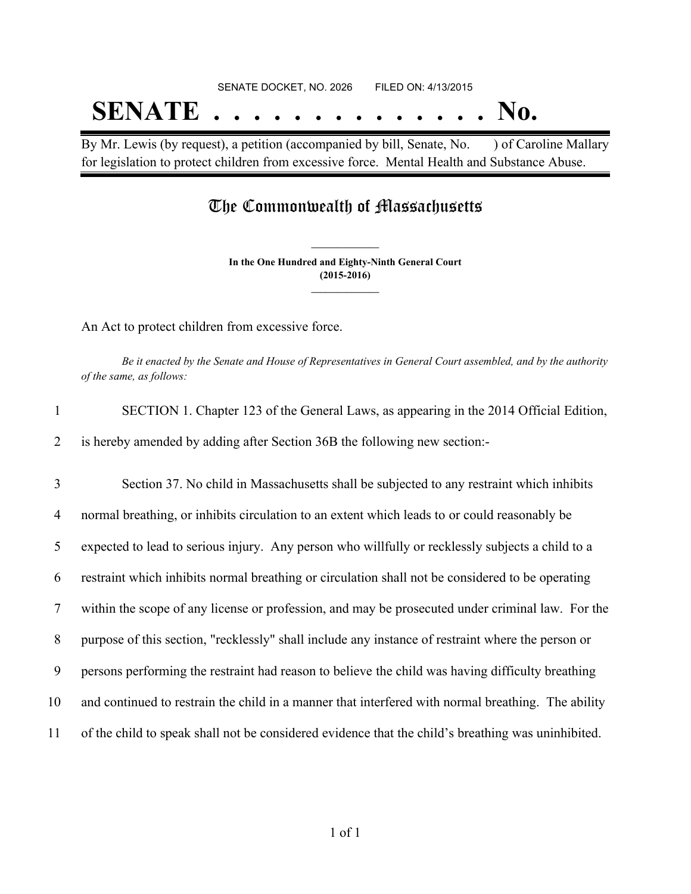SENATE DOCKET, NO. 2026 FILED ON: 4/13/2015

# SENATE . . . . . . . . . . . . . . No.

By Mr. Lewis (by request), a petition (accompanied by bill, Senate, No. ) of Caroline Mallary for legislation to protect children from excessive force. Mental Health and Substance Abuse.

## The Commonwealth of Massachusetts

**In the One Hundred and Eighty-Ninth General Court**
**(2015-2016)**

An Act to protect children from excessive force.

*Be it enacted by the Senate and House of Representatives in General Court assembled, and by the authority of the same, as follows:*

1 SECTION 1. Chapter 123 of the General Laws, as appearing in the 2014 Official Edition,
2 is hereby amended by adding after Section 36B the following new section:-

3 Section 37. No child in Massachusetts shall be subjected to any restraint which inhibits
4 normal breathing, or inhibits circulation to an extent which leads to or could reasonably be
5 expected to lead to serious injury. Any person who willfully or recklessly subjects a child to a
6 restraint which inhibits normal breathing or circulation shall not be considered to be operating
7 within the scope of any license or profession, and may be prosecuted under criminal law. For the
8 purpose of this section, "recklessly" shall include any instance of restraint where the person or
9 persons performing the restraint had reason to believe the child was having difficulty breathing
10 and continued to restrain the child in a manner that interfered with normal breathing. The ability
11 of the child to speak shall not be considered evidence that the child's breathing was uninhibited.